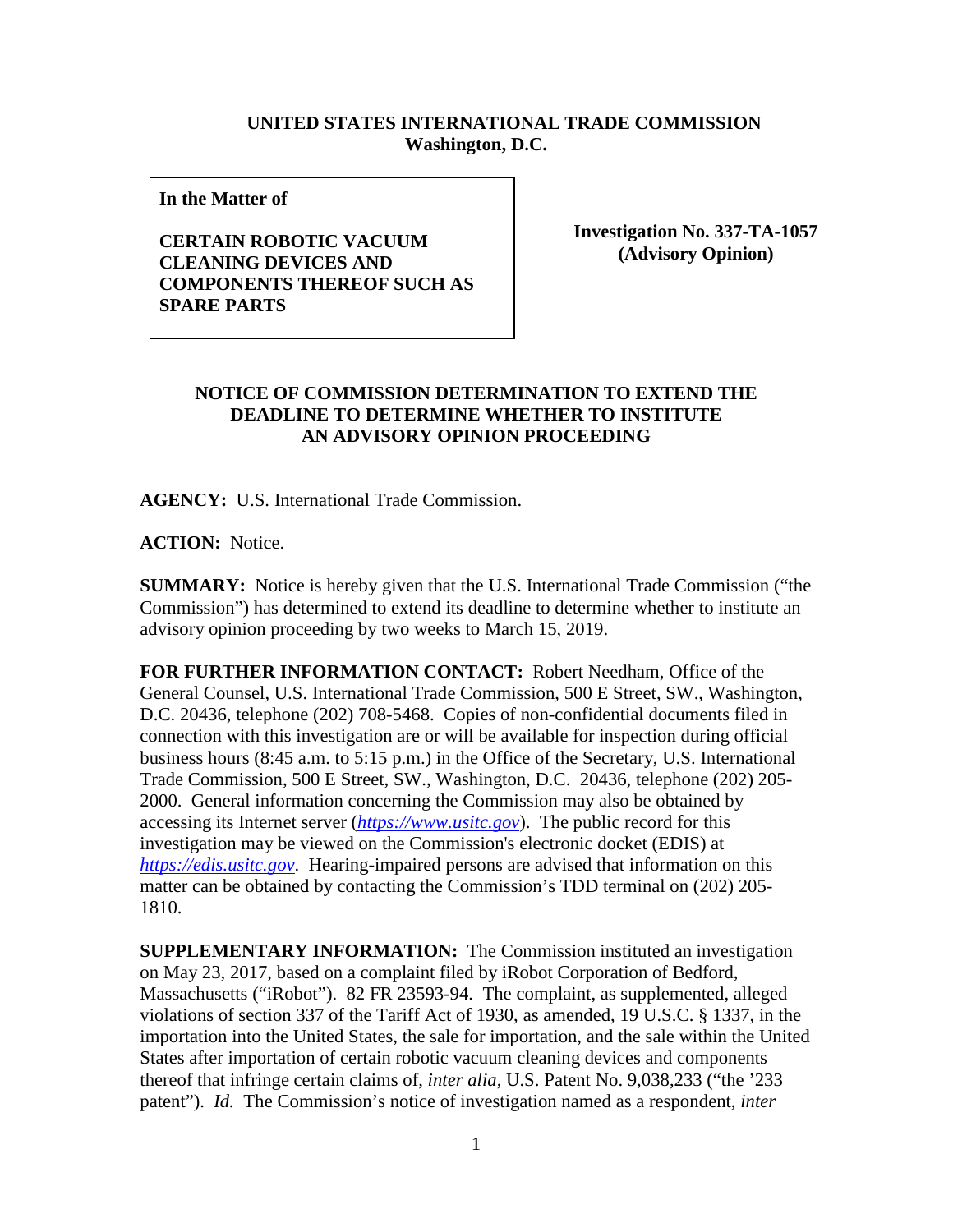**UNITED STATES INTERNATIONAL TRADE COMMISSION**
**Washington, D.C.**

| **In the Matter of**<br><br>**CERTAIN ROBOTIC VACUUM CLEANING DEVICES AND COMPONENTS THEREOF SUCH AS SPARE PARTS** | **Investigation No. 337-TA-1057 (Advisory Opinion)** |
|---|---|

**NOTICE OF COMMISSION DETERMINATION TO EXTEND THE DEADLINE TO DETERMINE WHETHER TO INSTITUTE AN ADVISORY OPINION PROCEEDING**

**AGENCY:** U.S. International Trade Commission.

**ACTION:** Notice.

**SUMMARY:** Notice is hereby given that the U.S. International Trade Commission ("the Commission") has determined to extend its deadline to determine whether to institute an advisory opinion proceeding by two weeks to March 15, 2019.

**FOR FURTHER INFORMATION CONTACT:** Robert Needham, Office of the General Counsel, U.S. International Trade Commission, 500 E Street, SW., Washington, D.C. 20436, telephone (202) 708-5468. Copies of non-confidential documents filed in connection with this investigation are or will be available for inspection during official business hours (8:45 a.m. to 5:15 p.m.) in the Office of the Secretary, U.S. International Trade Commission, 500 E Street, SW., Washington, D.C. 20436, telephone (202) 205-2000. General information concerning the Commission may also be obtained by accessing its Internet server (*https://www.usitc.gov*). The public record for this investigation may be viewed on the Commission's electronic docket (EDIS) at *https://edis.usitc.gov*. Hearing-impaired persons are advised that information on this matter can be obtained by contacting the Commission's TDD terminal on (202) 205-1810.

**SUPPLEMENTARY INFORMATION:** The Commission instituted an investigation on May 23, 2017, based on a complaint filed by iRobot Corporation of Bedford, Massachusetts ("iRobot"). 82 FR 23593-94. The complaint, as supplemented, alleged violations of section 337 of the Tariff Act of 1930, as amended, 19 U.S.C. § 1337, in the importation into the United States, the sale for importation, and the sale within the United States after importation of certain robotic vacuum cleaning devices and components thereof that infringe certain claims of, *inter alia*, U.S. Patent No. 9,038,233 ("the '233 patent"). *Id.* The Commission's notice of investigation named as a respondent, *inter*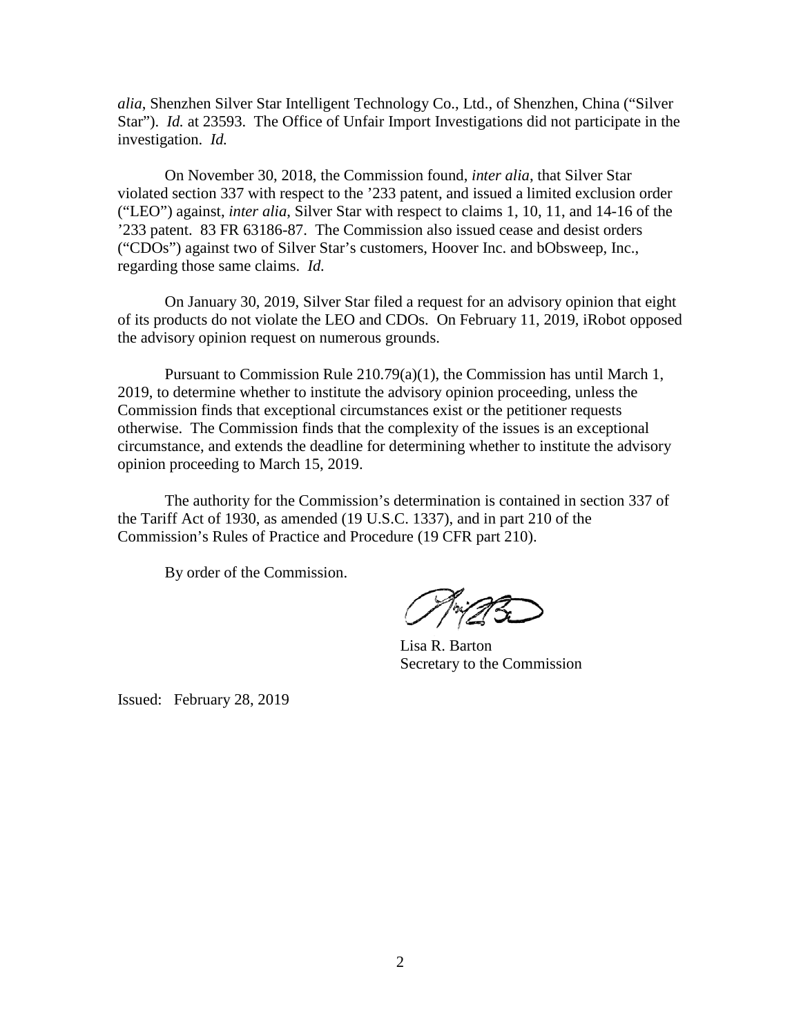*alia*, Shenzhen Silver Star Intelligent Technology Co., Ltd., of Shenzhen, China ("Silver Star"). *Id.* at 23593. The Office of Unfair Import Investigations did not participate in the investigation. *Id.*

On November 30, 2018, the Commission found, *inter alia*, that Silver Star violated section 337 with respect to the '233 patent, and issued a limited exclusion order ("LEO") against, *inter alia*, Silver Star with respect to claims 1, 10, 11, and 14-16 of the '233 patent. 83 FR 63186-87. The Commission also issued cease and desist orders ("CDOs") against two of Silver Star's customers, Hoover Inc. and bObsweep, Inc., regarding those same claims. *Id.*

On January 30, 2019, Silver Star filed a request for an advisory opinion that eight of its products do not violate the LEO and CDOs. On February 11, 2019, iRobot opposed the advisory opinion request on numerous grounds.

Pursuant to Commission Rule 210.79(a)(1), the Commission has until March 1, 2019, to determine whether to institute the advisory opinion proceeding, unless the Commission finds that exceptional circumstances exist or the petitioner requests otherwise. The Commission finds that the complexity of the issues is an exceptional circumstance, and extends the deadline for determining whether to institute the advisory opinion proceeding to March 15, 2019.

The authority for the Commission's determination is contained in section 337 of the Tariff Act of 1930, as amended (19 U.S.C. 1337), and in part 210 of the Commission's Rules of Practice and Procedure (19 CFR part 210).

By order of the Commission.

Lisa R. Barton
Secretary to the Commission

Issued: February 28, 2019